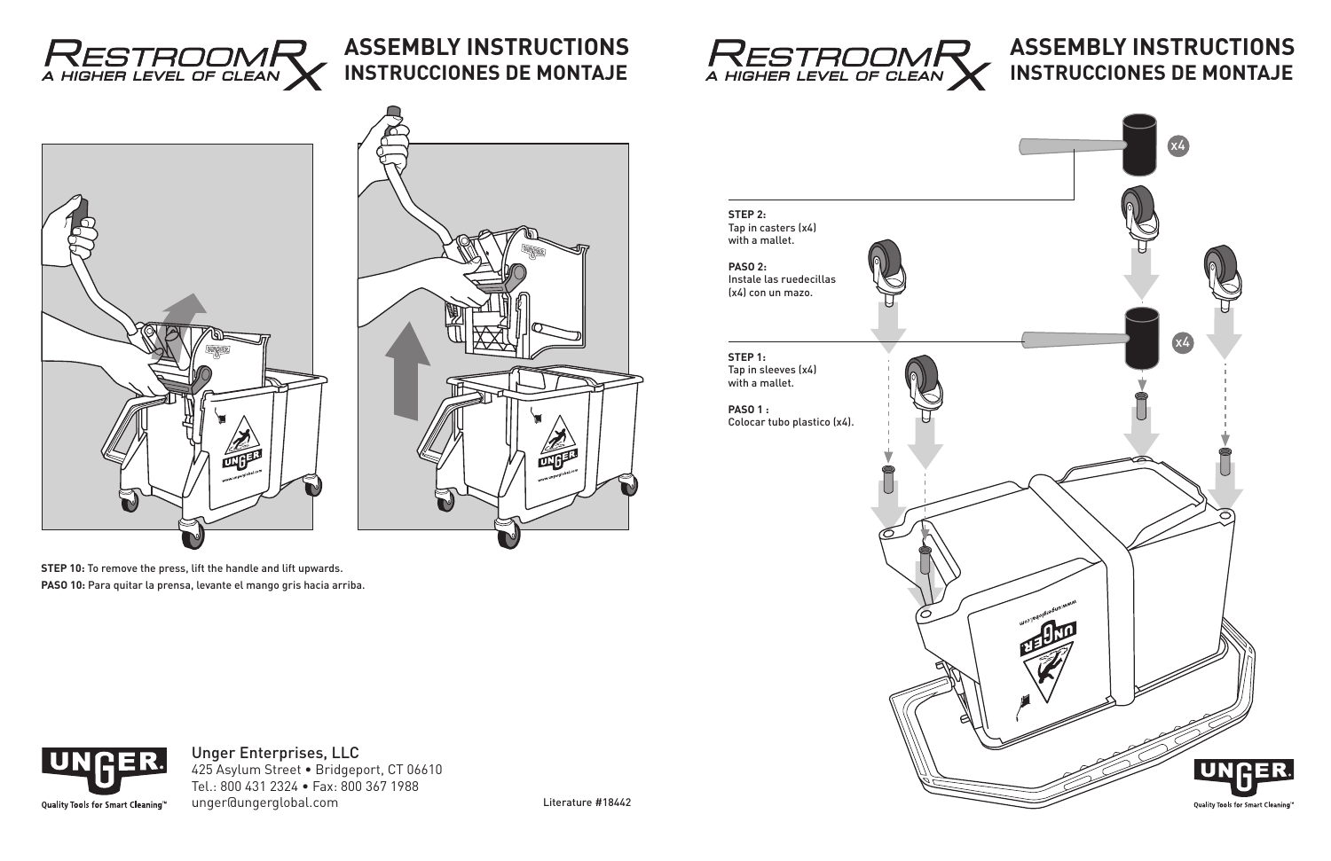# RESTROOM Rx
A HIGHER LEVEL OF CLEAN

## ASSEMBLY INSTRUCTIONS
## INSTRUCCIONES DE MONTAJE

**STEP 10:** To remove the press, lift the handle and lift upwards.

**PASO 10:** Para quitar la prensa, levante el mango gris hacia arriba.

Unger Enterprises, LLC
425 Asylum Street • Bridgeport, CT 06610
Tel.: 800 431 2324 • Fax: 800 367 1988
unger@ungerglobal.com

Literature #18442

UNGER. Quality Tools for Smart Cleaning™

# RESTROOM Rx
A HIGHER LEVEL OF CLEAN

## ASSEMBLY INSTRUCTIONS
## INSTRUCCIONES DE MONTAJE

**STEP 2:**
Tap in casters (x4) with a mallet.

**PASO 2:**
Instale las ruedecillas (x4) con un mazo.

**STEP 1:**
Tap in sleeves (x4) with a mallet.

**PASO 1 :**
Colocar tubo plastico (x4).

x4

x4

UNGER. Quality Tools for Smart Cleaning™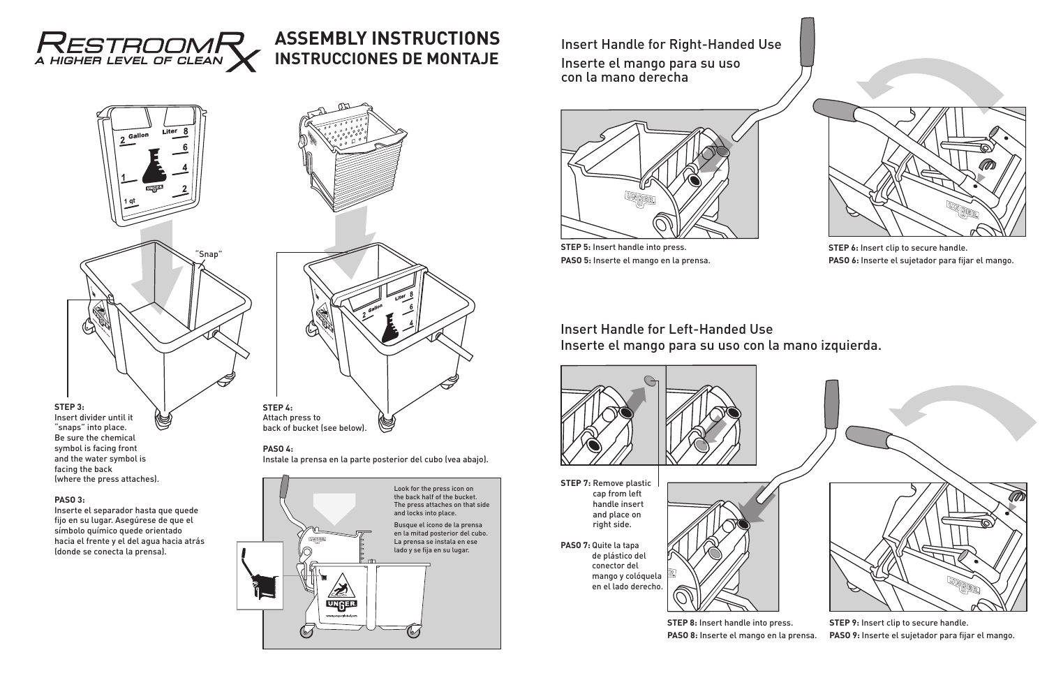# RestroomRx A HIGHER LEVEL OF CLEAN

## ASSEMBLY INSTRUCTIONS
## INSTRUCCIONES DE MONTAJE

"Snap"

**STEP 3:**
Insert divider until it "snaps" into place. Be sure the chemical symbol is facing front and the water symbol is facing the back (where the press attaches).

**PASO 3:**
Inserte el separador hasta que quede fijo en su lugar. Asegúrese de que el símbolo químico quede orientado hacia el frente y el del agua hacia atrás (donde se conecta la prensa).

**STEP 4:**
Attach press to back of bucket (see below).

**PASO 4:**
Instale la prensa en la parte posterior del cubo (vea abajo).

Look for the press icon on the back half of the bucket. The press attaches on that side and locks into place.

Busque el icono de la prensa en la mitad posterior del cubo. La prensa se instala en ese lado y se fija en su lugar.

## Insert Handle for Right-Handed Use
## Inserte el mango para su uso con la mano derecha

**STEP 5:** Insert handle into press.
**PASO 5:** Inserte el mango en la prensa.

**STEP 6:** Insert clip to secure handle.
**PASO 6:** Inserte el sujetador para fijar el mango.

## Insert Handle for Left-Handed Use
## Inserte el mango para su uso con la mano izquierda.

**STEP 7:** Remove plastic cap from left handle insert and place on right side.

**PASO 7:** Quite la tapa de plástico del conector del mango y colóquela en el lado derecho.

**STEP 8:** Insert handle into press.
**PASO 8:** Inserte el mango en la prensa.

**STEP 9:** Insert clip to secure handle.
**PASO 9:** Inserte el sujetador para fijar el mango.